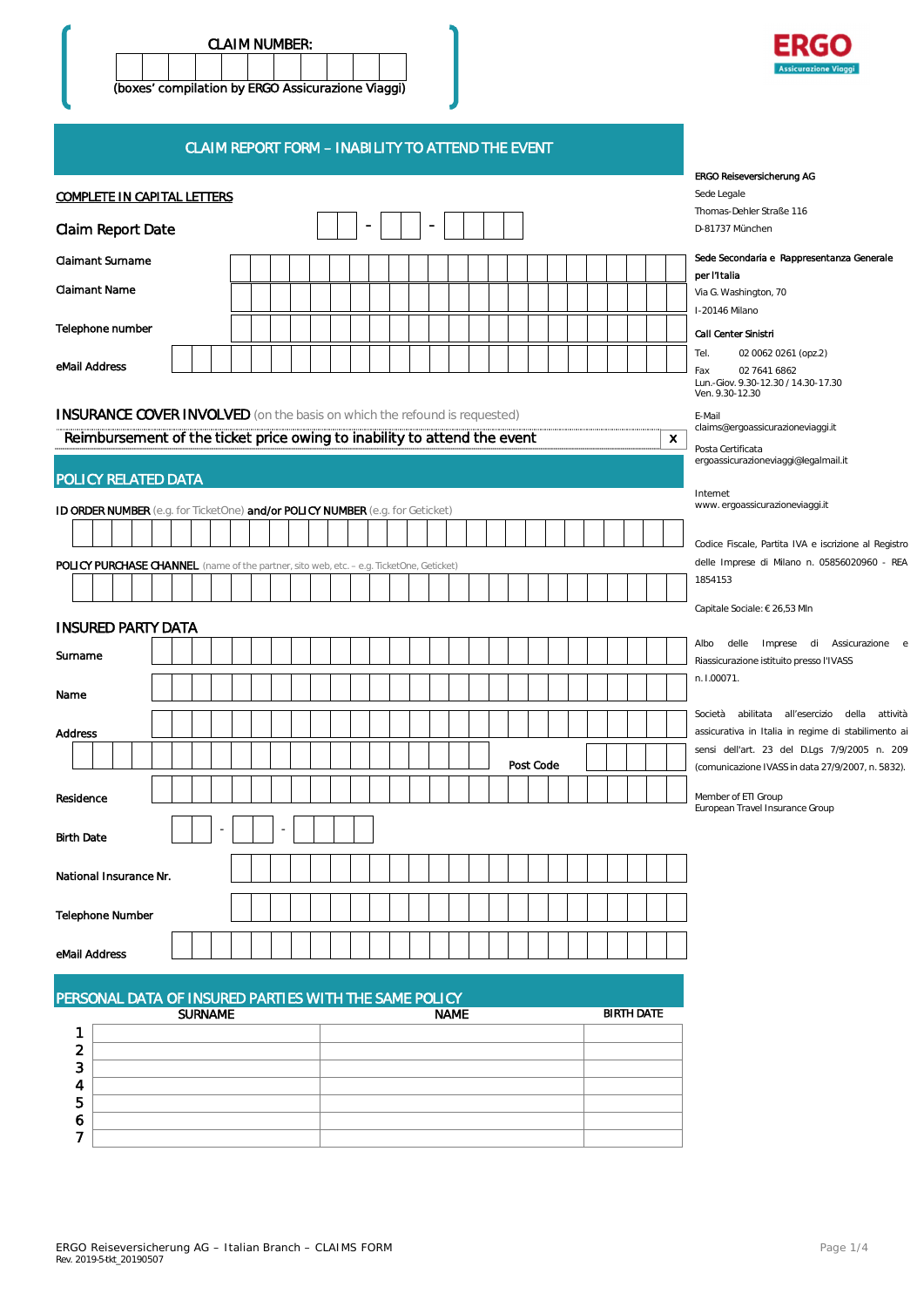**CLAIM NUMBER:**

(boxes' compilation by ERGO Assicurazione Viaggi)

ERGO Assicurazione Viaggi

## CLAIM REPORT FORM – INABILITY TO ATTEND THE EVENT

COMPLETE IN CAPITAL LETTERS

Claim Report Date ___ - ___ - ____

Claimant Surname

Claimant Name

Telephone number

eMail Address

**INSURANCE COVER INVOLVED** (on the basis on which the refound is requested)

Reimbursement of the ticket price owing to inability to attend the event **X**

## POLICY RELATED DATA

**ID ORDER NUMBER** (e.g. for TicketOne) **and/or POLICY NUMBER** (e.g. for Geticket)

**POLICY PURCHASE CHANNEL** (name of the partner, sito web, etc. – e.g. TicketOne, Geticket)

## INSURED PARTY DATA

Surname

Name

Address

Post Code

Residence

Birth Date ___ - ___ - ____

National Insurance Nr.

Telephone Number

eMail Address

## PERSONAL DATA OF INSURED PARTIES WITH THE SAME POLICY

| | SURNAME | NAME | BIRTH DATE |
|---|---|---|---|
| 1 | | | |
| 2 | | | |
| 3 | | | |
| 4 | | | |
| 5 | | | |
| 6 | | | |
| 7 | | | |

**ERGO Reiseversicherung AG**
Sede Legale
Thomas-Dehler Straße 116
D-81737 München

**Sede Secondaria e Rappresentanza Generale per l'Italia**
Via G. Washington, 70
I-20146 Milano

**Call Center Sinistri**
Tel. 02 0062 0261 (opz.2)
Fax 02 7641 6862
Lun.-Giov. 9.30-12.30 / 14.30-17.30
Ven. 9.30-12.30

E-Mail
claims@ergoassicurazioneviaggi.it

Posta Certificata
ergoassicurazioneviaggi@legalmail.it

Internet
www. ergoassicurazioneviaggi.it

Codice Fiscale, Partita IVA e iscrizione al Registro delle Imprese di Milano n. 05856020960 - REA 1854153

Capitale Sociale: € 26,53 Mln

Albo delle Imprese di Assicurazione e Riassicurazione istituito presso l'IVASS n. I.00071.

Società abilitata all'esercizio della attività assicurativa in Italia in regime di stabilimento ai sensi dell'art. 23 del D.Lgs 7/9/2005 n. 209 (comunicazione IVASS in data 27/9/2007, n. 5832).

Member of ETI Group
European Travel Insurance Group

ERGO Reiseversicherung AG – Italian Branch – CLAIMS FORM
Rev. 2019-5-tkt_20190507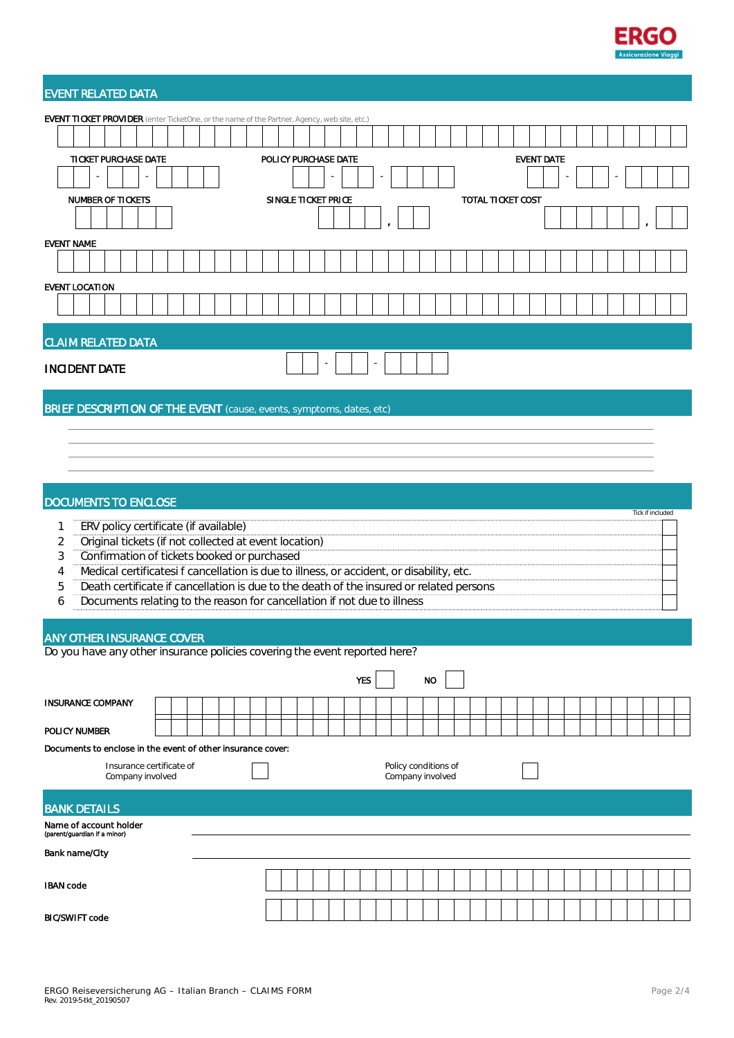ERGO
Assicurazione Viaggi

## EVENT RELATED DATA

**EVENT TICKET PROVIDER** (enter TicketOne, or the name of the Partner, Agency, web site, etc.)

TICKET PURCHASE DATE __ - __ - ____

POLICY PURCHASE DATE __ - __ - ____

EVENT DATE __ - __ - ____

NUMBER OF TICKETS

SINGLE TICKET PRICE ____ , __

TOTAL TICKET COST ______ , __

EVENT NAME

EVENT LOCATION

## CLAIM RELATED DATA

**INCIDENT DATE** __ - __ - ____

## BRIEF DESCRIPTION OF THE EVENT (cause, events, symptoms, dates, etc)

## DOCUMENTS TO ENCLOSE

| | | Tick if included |
|---|---|---|
| 1 | ERV policy certificate (if available) | ☐ |
| 2 | Original tickets (if not collected at event location) | ☐ |
| 3 | Confirmation of tickets booked or purchased | ☐ |
| 4 | Medical certificatesi f cancellation is due to illness, or accident, or disability, etc. | ☐ |
| 5 | Death certificate if cancellation is due to the death of the insured or related persons | ☐ |
| 6 | Documents relating to the reason for cancellation if not due to illness | ☐ |

## ANY OTHER INSURANCE COVER

Do you have any other insurance policies covering the event reported here?

YES ☐ NO ☐

INSURANCE COMPANY

POLICY NUMBER

Documents to enclose in the event of other insurance cover:

Insurance certificate of Company involved ☐

Policy conditions of Company involved ☐

## BANK DETAILS

Name of account holder (parent/guardian if a minor)

Bank name/City

IBAN code

BIC/SWIFT code

ERGO Reiseversicherung AG – Italian Branch – CLAIMS FORM
Rev. 2019-5-tkt_20190507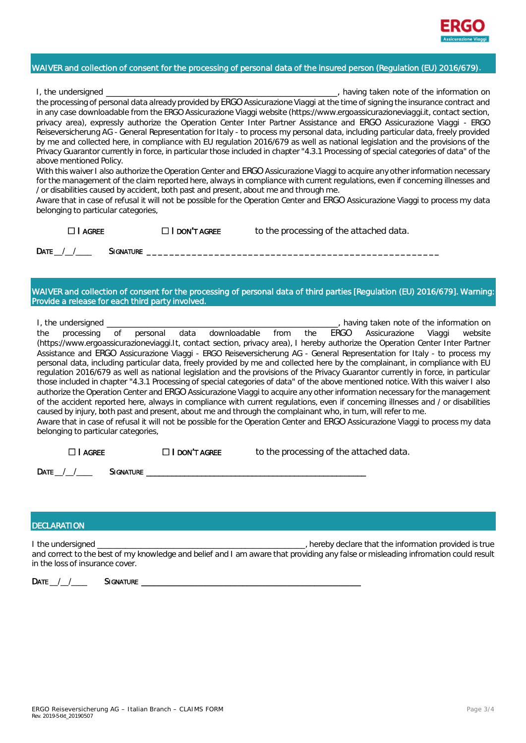## WAIVER and collection of consent for the processing of personal data of the insured person (Regulation (EU) 2016/679).

I, the undersigned ______________________________________________________, having taken note of the information on the processing of personal data already provided by ERGO Assicurazione Viaggi at the time of signing the insurance contract and in any case downloadable from the ERGO Assicurazione Viaggi website (https://www.ergoassicurazioneviaggi.it, contact section, privacy area), expressly authorize the Operation Center Inter Partner Assistance and ERGO Assicurazione Viaggi - ERGO Reiseversicherung AG - General Representation for Italy - to process my personal data, including particular data, freely provided by me and collected here, in compliance with EU regulation 2016/679 as well as national legislation and the provisions of the Privacy Guarantor currently in force, in particular those included in chapter "4.3.1 Processing of special categories of data" of the above mentioned Policy.
With this waiver I also authorize the Operation Center and ERGO Assicurazione Viaggi to acquire any other information necessary for the management of the claim reported here, always in compliance with current regulations, even if concerning illnesses and / or disabilities caused by accident, both past and present, about me and through me.
Aware that in case of refusal it will not be possible for the Operation Center and ERGO Assicurazione Viaggi to process my data belonging to particular categories,

☐ I AGREE ☐ I DON'T AGREE to the processing of the attached data.

DATE __/__/____ SIGNATURE ______________________________________________________

## WAIVER and collection of consent for the processing of personal data of third parties [Regulation (EU) 2016/679]. Warning: Provide a release for each third party involved.

I, the undersigned ______________________________________________________, having taken note of the information on the processing of personal data downloadable from the ERGO Assicurazione Viaggi website (https://www.ergoassicurazioneviaggi.It, contact section, privacy area), I hereby authorize the Operation Center Inter Partner Assistance and ERGO Assicurazione Viaggi - ERGO Reiseversicherung AG - General Representation for Italy - to process my personal data, including particular data, freely provided by me and collected here by the complainant, in compliance with EU regulation 2016/679 as well as national legislation and the provisions of the Privacy Guarantor currently in force, in particular those included in chapter "4.3.1 Processing of special categories of data" of the above mentioned notice. With this waiver I also authorize the Operation Center and ERGO Assicurazione Viaggi to acquire any other information necessary for the management of the accident reported here, always in compliance with current regulations, even if concerning illnesses and / or disabilities caused by injury, both past and present, about me and through the complainant who, in turn, will refer to me.
Aware that in case of refusal it will not be possible for the Operation Center and ERGO Assicurazione Viaggi to process my data belonging to particular categories,

☐ I AGREE ☐ I DON'T AGREE to the processing of the attached data.

DATE __/__/____ SIGNATURE ______________________________________________________

## DECLARATION

I the undersigned ______________________________________________________, hereby declare that the information provided is true and correct to the best of my knowledge and belief and I am aware that providing any false or misleading infromation could result in the loss of insurance cover.

DATE __/__/____ SIGNATURE ______________________________________________________

ERGO Reiseversicherung AG – Italian Branch – CLAIMS FORM
Rev. 2019-5-tkt_20190507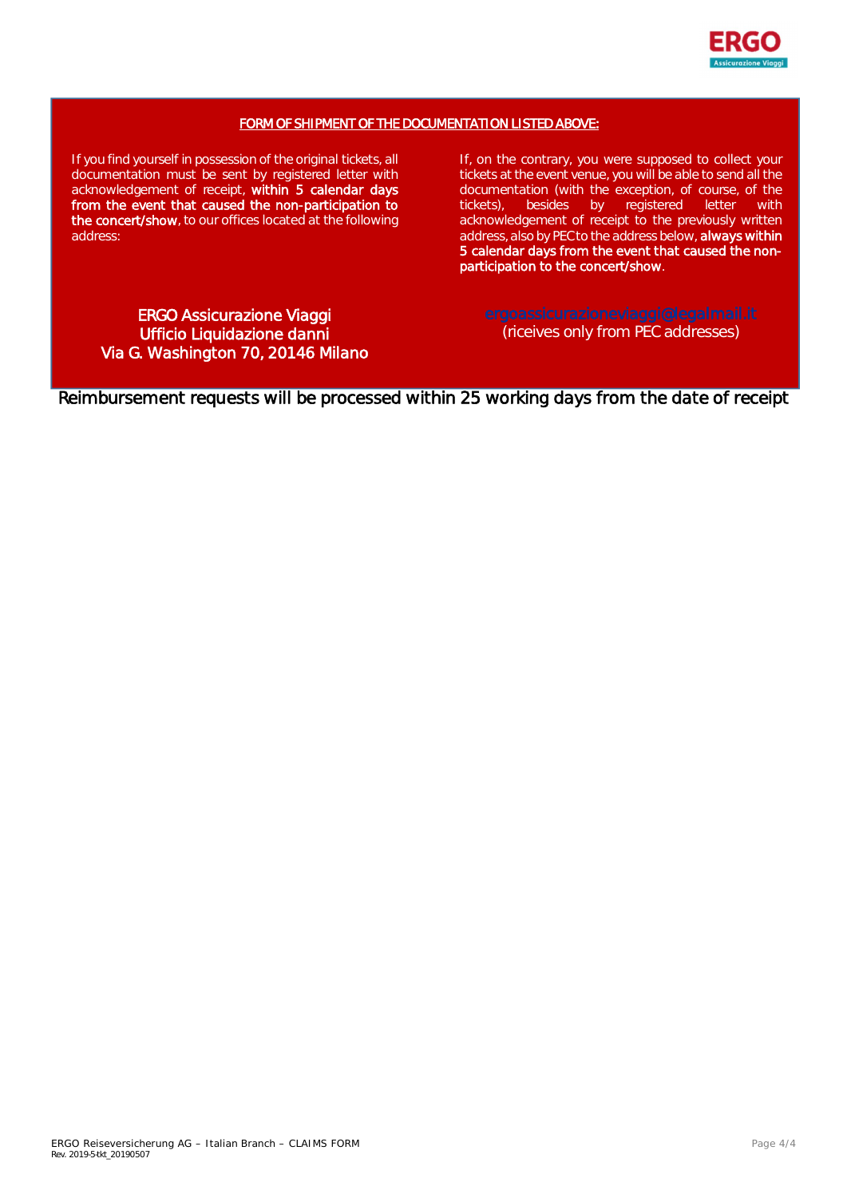**FORM OF SHIPMENT OF THE DOCUMENTATION LISTED ABOVE:**

If you find yourself in possession of the original tickets, all documentation must be sent by registered letter with acknowledgement of receipt, **within 5 calendar days from the event that caused the non-participation to the concert/show**, to our offices located at the following address:

ERGO Assicurazione Viaggi
Ufficio Liquidazione danni
Via G. Washington 70, 20146 Milano

If, on the contrary, you were supposed to collect your tickets at the event venue, you will be able to send all the documentation (with the exception, of course, of the tickets), besides by registered letter with acknowledgement of receipt to the previously written address, also by PEC to the address below, **always within 5 calendar days from the event that caused the non-participation to the concert/show**.

ergoassicurazioneviaggi@legalmail.it
(riceives only from PEC addresses)

Reimbursement requests will be processed within 25 working days from the date of receipt

ERGO Reiseversicherung AG – Italian Branch – CLAIMS FORM
Rev. 2019-5-tkt_20190507